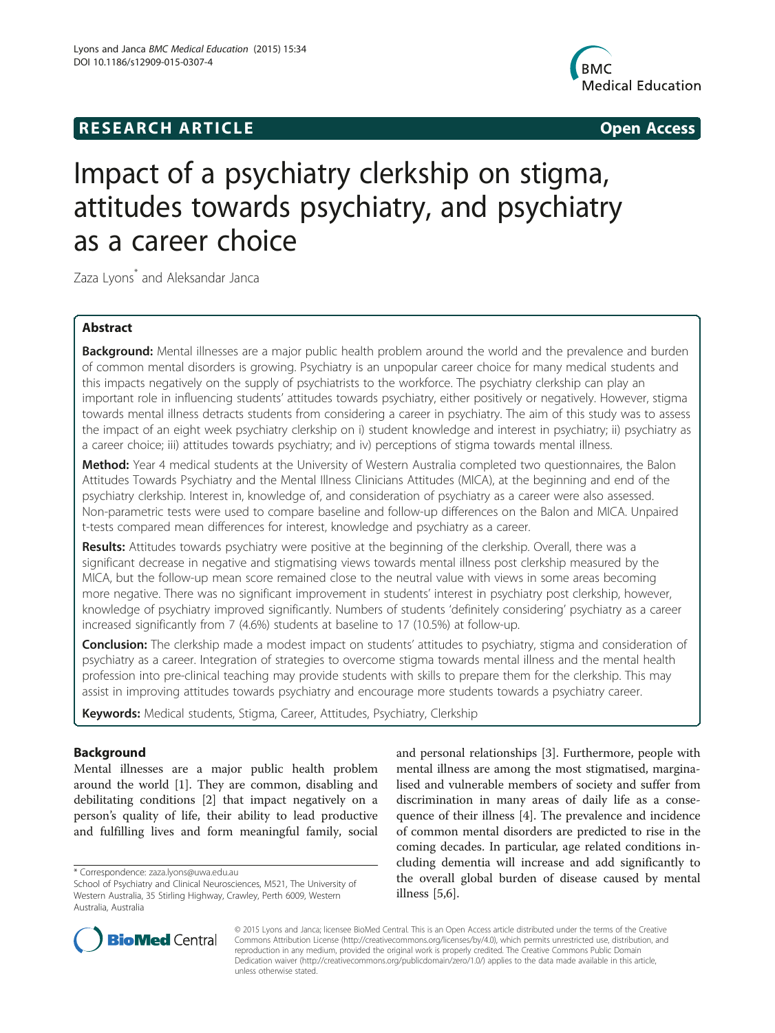**RESEARCH ARTICLE** **Open Access**

# Impact of a psychiatry clerkship on stigma, attitudes towards psychiatry, and psychiatry as a career choice

Zaza Lyons* and Aleksandar Janca

## Abstract

**Background:** Mental illnesses are a major public health problem around the world and the prevalence and burden of common mental disorders is growing. Psychiatry is an unpopular career choice for many medical students and this impacts negatively on the supply of psychiatrists to the workforce. The psychiatry clerkship can play an important role in influencing students' attitudes towards psychiatry, either positively or negatively. However, stigma towards mental illness detracts students from considering a career in psychiatry. The aim of this study was to assess the impact of an eight week psychiatry clerkship on i) student knowledge and interest in psychiatry; ii) psychiatry as a career choice; iii) attitudes towards psychiatry; and iv) perceptions of stigma towards mental illness.

**Method:** Year 4 medical students at the University of Western Australia completed two questionnaires, the Balon Attitudes Towards Psychiatry and the Mental Illness Clinicians Attitudes (MICA), at the beginning and end of the psychiatry clerkship. Interest in, knowledge of, and consideration of psychiatry as a career were also assessed. Non-parametric tests were used to compare baseline and follow-up differences on the Balon and MICA. Unpaired t-tests compared mean differences for interest, knowledge and psychiatry as a career.

**Results:** Attitudes towards psychiatry were positive at the beginning of the clerkship. Overall, there was a significant decrease in negative and stigmatising views towards mental illness post clerkship measured by the MICA, but the follow-up mean score remained close to the neutral value with views in some areas becoming more negative. There was no significant improvement in students' interest in psychiatry post clerkship, however, knowledge of psychiatry improved significantly. Numbers of students 'definitely considering' psychiatry as a career increased significantly from 7 (4.6%) students at baseline to 17 (10.5%) at follow-up.

**Conclusion:** The clerkship made a modest impact on students' attitudes to psychiatry, stigma and consideration of psychiatry as a career. Integration of strategies to overcome stigma towards mental illness and the mental health profession into pre-clinical teaching may provide students with skills to prepare them for the clerkship. This may assist in improving attitudes towards psychiatry and encourage more students towards a psychiatry career.

**Keywords:** Medical students, Stigma, Career, Attitudes, Psychiatry, Clerkship

## Background

Mental illnesses are a major public health problem around the world [1]. They are common, disabling and debilitating conditions [2] that impact negatively on a person's quality of life, their ability to lead productive and fulfilling lives and form meaningful family, social and personal relationships [3]. Furthermore, people with mental illness are among the most stigmatised, marginalised and vulnerable members of society and suffer from discrimination in many areas of daily life as a consequence of their illness [4]. The prevalence and incidence of common mental disorders are predicted to rise in the coming decades. In particular, age related conditions including dementia will increase and add significantly to the overall global burden of disease caused by mental illness [5,6].

* Correspondence: zaza.lyons@uwa.edu.au
School of Psychiatry and Clinical Neurosciences, M521, The University of Western Australia, 35 Stirling Highway, Crawley, Perth 6009, Western Australia, Australia

© 2015 Lyons and Janca; licensee BioMed Central. This is an Open Access article distributed under the terms of the Creative Commons Attribution License (http://creativecommons.org/licenses/by/4.0), which permits unrestricted use, distribution, and reproduction in any medium, provided the original work is properly credited. The Creative Commons Public Domain Dedication waiver (http://creativecommons.org/publicdomain/zero/1.0/) applies to the data made available in this article, unless otherwise stated.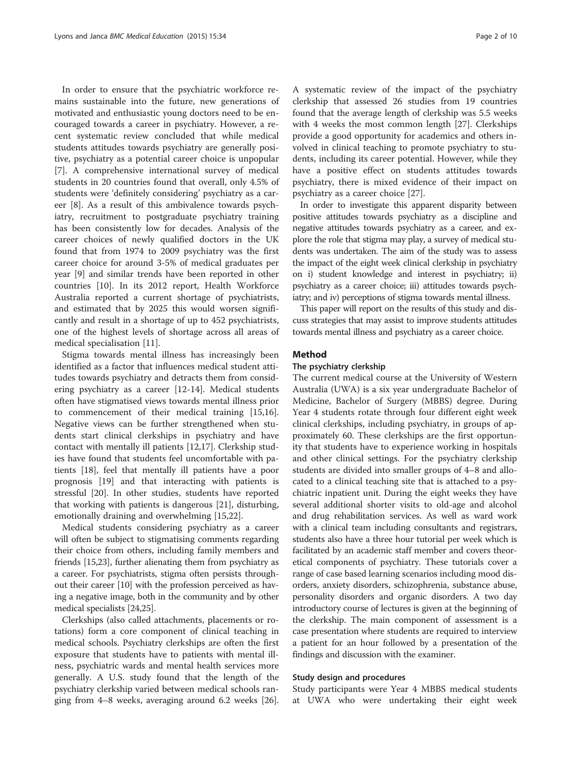In order to ensure that the psychiatric workforce remains sustainable into the future, new generations of motivated and enthusiastic young doctors need to be encouraged towards a career in psychiatry. However, a recent systematic review concluded that while medical students attitudes towards psychiatry are generally positive, psychiatry as a potential career choice is unpopular [7]. A comprehensive international survey of medical students in 20 countries found that overall, only 4.5% of students were 'definitely considering' psychiatry as a career [8]. As a result of this ambivalence towards psychiatry, recruitment to postgraduate psychiatry training has been consistently low for decades. Analysis of the career choices of newly qualified doctors in the UK found that from 1974 to 2009 psychiatry was the first career choice for around 3-5% of medical graduates per year [9] and similar trends have been reported in other countries [10]. In its 2012 report, Health Workforce Australia reported a current shortage of psychiatrists, and estimated that by 2025 this would worsen significantly and result in a shortage of up to 452 psychiatrists, one of the highest levels of shortage across all areas of medical specialisation [11].

Stigma towards mental illness has increasingly been identified as a factor that influences medical student attitudes towards psychiatry and detracts them from considering psychiatry as a career [12-14]. Medical students often have stigmatised views towards mental illness prior to commencement of their medical training [15,16]. Negative views can be further strengthened when students start clinical clerkships in psychiatry and have contact with mentally ill patients [12,17]. Clerkship studies have found that students feel uncomfortable with patients [18], feel that mentally ill patients have a poor prognosis [19] and that interacting with patients is stressful [20]. In other studies, students have reported that working with patients is dangerous [21], disturbing, emotionally draining and overwhelming [15,22].

Medical students considering psychiatry as a career will often be subject to stigmatising comments regarding their choice from others, including family members and friends [15,23], further alienating them from psychiatry as a career. For psychiatrists, stigma often persists throughout their career [10] with the profession perceived as having a negative image, both in the community and by other medical specialists [24,25].

Clerkships (also called attachments, placements or rotations) form a core component of clinical teaching in medical schools. Psychiatry clerkships are often the first exposure that students have to patients with mental illness, psychiatric wards and mental health services more generally. A U.S. study found that the length of the psychiatry clerkship varied between medical schools ranging from 4–8 weeks, averaging around 6.2 weeks [26]. A systematic review of the impact of the psychiatry clerkship that assessed 26 studies from 19 countries found that the average length of clerkship was 5.5 weeks with 4 weeks the most common length [27]. Clerkships provide a good opportunity for academics and others involved in clinical teaching to promote psychiatry to students, including its career potential. However, while they have a positive effect on students attitudes towards psychiatry, there is mixed evidence of their impact on psychiatry as a career choice [27].

In order to investigate this apparent disparity between positive attitudes towards psychiatry as a discipline and negative attitudes towards psychiatry as a career, and explore the role that stigma may play, a survey of medical students was undertaken. The aim of the study was to assess the impact of the eight week clinical clerkship in psychiatry on i) student knowledge and interest in psychiatry; ii) psychiatry as a career choice; iii) attitudes towards psychiatry; and iv) perceptions of stigma towards mental illness.

This paper will report on the results of this study and discuss strategies that may assist to improve students attitudes towards mental illness and psychiatry as a career choice.

## Method

### The psychiatry clerkship

The current medical course at the University of Western Australia (UWA) is a six year undergraduate Bachelor of Medicine, Bachelor of Surgery (MBBS) degree. During Year 4 students rotate through four different eight week clinical clerkships, including psychiatry, in groups of approximately 60. These clerkships are the first opportunity that students have to experience working in hospitals and other clinical settings. For the psychiatry clerkship students are divided into smaller groups of 4–8 and allocated to a clinical teaching site that is attached to a psychiatric inpatient unit. During the eight weeks they have several additional shorter visits to old-age and alcohol and drug rehabilitation services. As well as ward work with a clinical team including consultants and registrars, students also have a three hour tutorial per week which is facilitated by an academic staff member and covers theoretical components of psychiatry. These tutorials cover a range of case based learning scenarios including mood disorders, anxiety disorders, schizophrenia, substance abuse, personality disorders and organic disorders. A two day introductory course of lectures is given at the beginning of the clerkship. The main component of assessment is a case presentation where students are required to interview a patient for an hour followed by a presentation of the findings and discussion with the examiner.

### Study design and procedures

Study participants were Year 4 MBBS medical students at UWA who were undertaking their eight week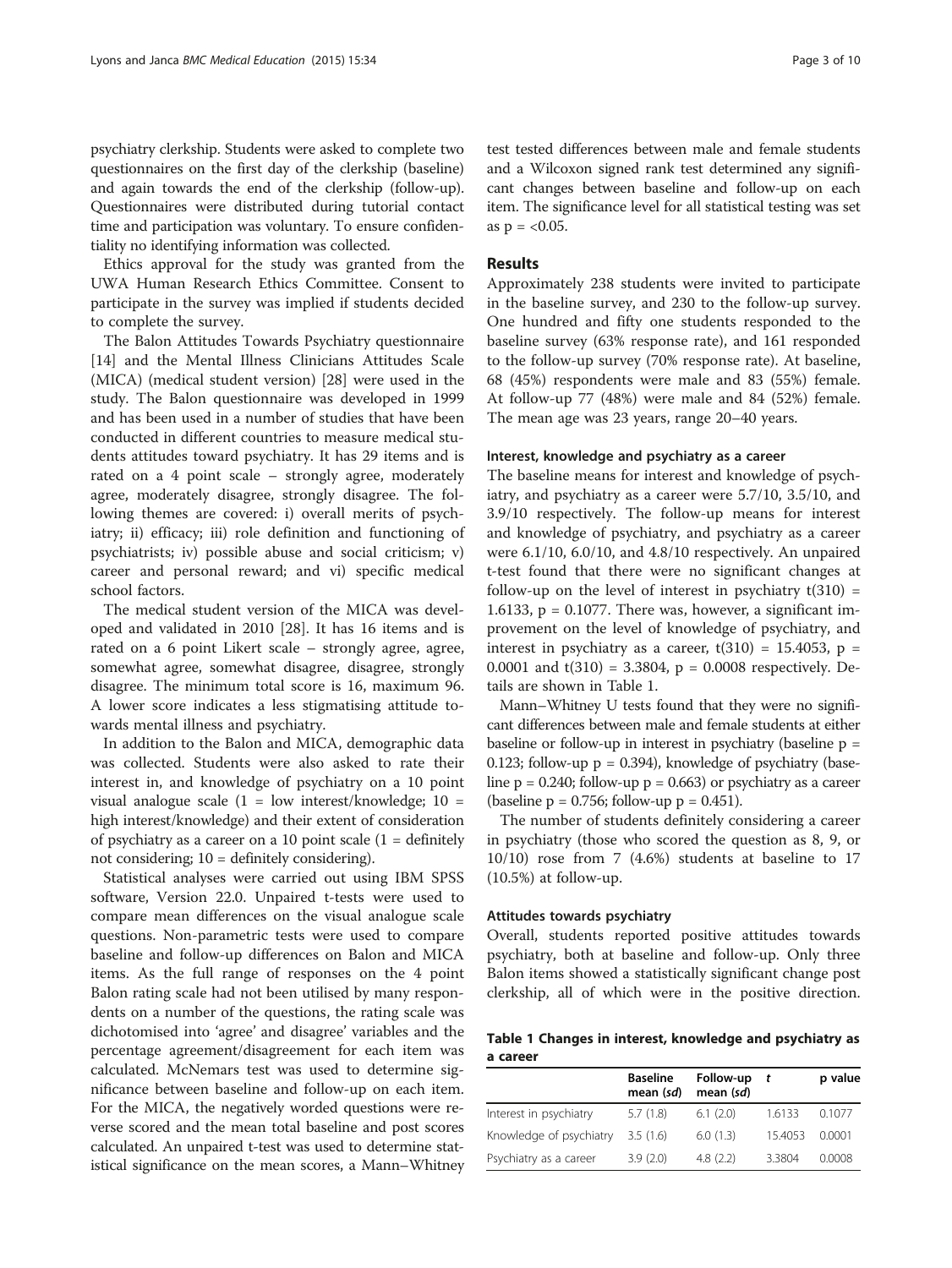psychiatry clerkship. Students were asked to complete two questionnaires on the first day of the clerkship (baseline) and again towards the end of the clerkship (follow-up). Questionnaires were distributed during tutorial contact time and participation was voluntary. To ensure confidentiality no identifying information was collected.

Ethics approval for the study was granted from the UWA Human Research Ethics Committee. Consent to participate in the survey was implied if students decided to complete the survey.

The Balon Attitudes Towards Psychiatry questionnaire [14] and the Mental Illness Clinicians Attitudes Scale (MICA) (medical student version) [28] were used in the study. The Balon questionnaire was developed in 1999 and has been used in a number of studies that have been conducted in different countries to measure medical students attitudes toward psychiatry. It has 29 items and is rated on a 4 point scale – strongly agree, moderately agree, moderately disagree, strongly disagree. The following themes are covered: i) overall merits of psychiatry; ii) efficacy; iii) role definition and functioning of psychiatrists; iv) possible abuse and social criticism; v) career and personal reward; and vi) specific medical school factors.

The medical student version of the MICA was developed and validated in 2010 [28]. It has 16 items and is rated on a 6 point Likert scale – strongly agree, agree, somewhat agree, somewhat disagree, disagree, strongly disagree. The minimum total score is 16, maximum 96. A lower score indicates a less stigmatising attitude towards mental illness and psychiatry.

In addition to the Balon and MICA, demographic data was collected. Students were also asked to rate their interest in, and knowledge of psychiatry on a 10 point visual analogue scale (1 = low interest/knowledge; 10 = high interest/knowledge) and their extent of consideration of psychiatry as a career on a 10 point scale (1 = definitely not considering; 10 = definitely considering).

Statistical analyses were carried out using IBM SPSS software, Version 22.0. Unpaired t-tests were used to compare mean differences on the visual analogue scale questions. Non-parametric tests were used to compare baseline and follow-up differences on Balon and MICA items. As the full range of responses on the 4 point Balon rating scale had not been utilised by many respondents on a number of the questions, the rating scale was dichotomised into 'agree' and disagree' variables and the percentage agreement/disagreement for each item was calculated. McNemars test was used to determine significance between baseline and follow-up on each item. For the MICA, the negatively worded questions were reverse scored and the mean total baseline and post scores calculated. An unpaired t-test was used to determine statistical significance on the mean scores, a Mann–Whitney test tested differences between male and female students and a Wilcoxon signed rank test determined any significant changes between baseline and follow-up on each item. The significance level for all statistical testing was set as $p = <0.05$.

## Results

Approximately 238 students were invited to participate in the baseline survey, and 230 to the follow-up survey. One hundred and fifty one students responded to the baseline survey (63% response rate), and 161 responded to the follow-up survey (70% response rate). At baseline, 68 (45%) respondents were male and 83 (55%) female. At follow-up 77 (48%) were male and 84 (52%) female. The mean age was 23 years, range 20–40 years.

### Interest, knowledge and psychiatry as a career

The baseline means for interest and knowledge of psychiatry, and psychiatry as a career were 5.7/10, 3.5/10, and 3.9/10 respectively. The follow-up means for interest and knowledge of psychiatry, and psychiatry as a career were 6.1/10, 6.0/10, and 4.8/10 respectively. An unpaired t-test found that there were no significant changes at follow-up on the level of interest in psychiatry $t(310) = 1.6133$, $p = 0.1077$. There was, however, a significant improvement on the level of knowledge of psychiatry, and interest in psychiatry as a career, $t(310) = 15.4053$, $p = 0.0001$ and $t(310) = 3.3804$, $p = 0.0008$ respectively. Details are shown in Table 1.

Mann–Whitney U tests found that they were no significant differences between male and female students at either baseline or follow-up in interest in psychiatry (baseline $p = 0.123$; follow-up $p = 0.394$), knowledge of psychiatry (baseline $p = 0.240$; follow-up $p = 0.663$) or psychiatry as a career (baseline $p = 0.756$; follow-up $p = 0.451$).

The number of students definitely considering a career in psychiatry (those who scored the question as 8, 9, or 10/10) rose from 7 (4.6%) students at baseline to 17 (10.5%) at follow-up.

### Attitudes towards psychiatry

Overall, students reported positive attitudes towards psychiatry, both at baseline and follow-up. Only three Balon items showed a statistically significant change post clerkship, all of which were in the positive direction.

**Table 1 Changes in interest, knowledge and psychiatry as a career**

| | Baseline mean (*sd*) | Follow-up mean (*sd*) | *t* | p value |
|---|---|---|---|---|
| Interest in psychiatry | 5.7 (1.8) | 6.1 (2.0) | 1.6133 | 0.1077 |
| Knowledge of psychiatry | 3.5 (1.6) | 6.0 (1.3) | 15.4053 | 0.0001 |
| Psychiatry as a career | 3.9 (2.0) | 4.8 (2.2) | 3.3804 | 0.0008 |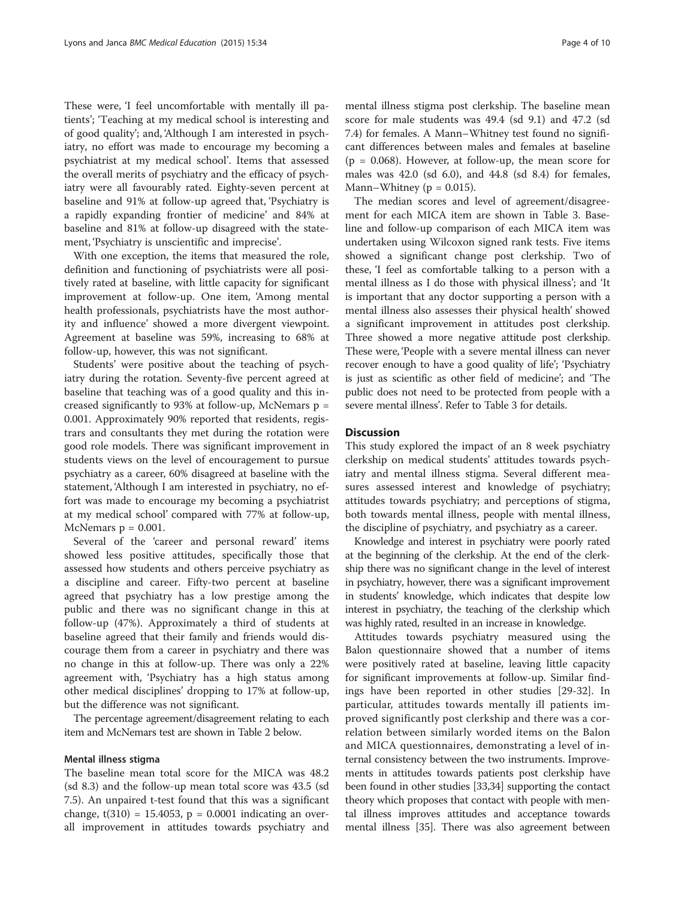These were, 'I feel uncomfortable with mentally ill patients'; 'Teaching at my medical school is interesting and of good quality'; and, 'Although I am interested in psychiatry, no effort was made to encourage my becoming a psychiatrist at my medical school'. Items that assessed the overall merits of psychiatry and the efficacy of psychiatry were all favourably rated. Eighty-seven percent at baseline and 91% at follow-up agreed that, 'Psychiatry is a rapidly expanding frontier of medicine' and 84% at baseline and 81% at follow-up disagreed with the statement, 'Psychiatry is unscientific and imprecise'.

With one exception, the items that measured the role, definition and functioning of psychiatrists were all positively rated at baseline, with little capacity for significant improvement at follow-up. One item, 'Among mental health professionals, psychiatrists have the most authority and influence' showed a more divergent viewpoint. Agreement at baseline was 59%, increasing to 68% at follow-up, however, this was not significant.

Students' were positive about the teaching of psychiatry during the rotation. Seventy-five percent agreed at baseline that teaching was of a good quality and this increased significantly to 93% at follow-up, McNemars $p = 0.001$. Approximately 90% reported that residents, registrars and consultants they met during the rotation were good role models. There was significant improvement in students views on the level of encouragement to pursue psychiatry as a career, 60% disagreed at baseline with the statement, 'Although I am interested in psychiatry, no effort was made to encourage my becoming a psychiatrist at my medical school' compared with 77% at follow-up, McNemars $p = 0.001$.

Several of the 'career and personal reward' items showed less positive attitudes, specifically those that assessed how students and others perceive psychiatry as a discipline and career. Fifty-two percent at baseline agreed that psychiatry has a low prestige among the public and there was no significant change in this at follow-up (47%). Approximately a third of students at baseline agreed that their family and friends would discourage them from a career in psychiatry and there was no change in this at follow-up. There was only a 22% agreement with, 'Psychiatry has a high status among other medical disciplines' dropping to 17% at follow-up, but the difference was not significant.

The percentage agreement/disagreement relating to each item and McNemars test are shown in Table 2 below.

#### Mental illness stigma

The baseline mean total score for the MICA was 48.2 (sd 8.3) and the follow-up mean total score was 43.5 (sd 7.5). An unpaired t-test found that this was a significant change, $t(310) = 15.4053$, $p = 0.0001$ indicating an overall improvement in attitudes towards psychiatry and mental illness stigma post clerkship. The baseline mean score for male students was 49.4 (sd 9.1) and 47.2 (sd 7.4) for females. A Mann–Whitney test found no significant differences between males and females at baseline ($p = 0.068$). However, at follow-up, the mean score for males was 42.0 (sd 6.0), and 44.8 (sd 8.4) for females, Mann–Whitney ($p = 0.015$).

The median scores and level of agreement/disagreement for each MICA item are shown in Table 3. Baseline and follow-up comparison of each MICA item was undertaken using Wilcoxon signed rank tests. Five items showed a significant change post clerkship. Two of these, 'I feel as comfortable talking to a person with a mental illness as I do those with physical illness'; and 'It is important that any doctor supporting a person with a mental illness also assesses their physical health' showed a significant improvement in attitudes post clerkship. Three showed a more negative attitude post clerkship. These were, 'People with a severe mental illness can never recover enough to have a good quality of life'; 'Psychiatry is just as scientific as other field of medicine'; and 'The public does not need to be protected from people with a severe mental illness'. Refer to Table 3 for details.

### Discussion

This study explored the impact of an 8 week psychiatry clerkship on medical students' attitudes towards psychiatry and mental illness stigma. Several different measures assessed interest and knowledge of psychiatry; attitudes towards psychiatry; and perceptions of stigma, both towards mental illness, people with mental illness, the discipline of psychiatry, and psychiatry as a career.

Knowledge and interest in psychiatry were poorly rated at the beginning of the clerkship. At the end of the clerkship there was no significant change in the level of interest in psychiatry, however, there was a significant improvement in students' knowledge, which indicates that despite low interest in psychiatry, the teaching of the clerkship which was highly rated, resulted in an increase in knowledge.

Attitudes towards psychiatry measured using the Balon questionnaire showed that a number of items were positively rated at baseline, leaving little capacity for significant improvements at follow-up. Similar findings have been reported in other studies [29-32]. In particular, attitudes towards mentally ill patients improved significantly post clerkship and there was a correlation between similarly worded items on the Balon and MICA questionnaires, demonstrating a level of internal consistency between the two instruments. Improvements in attitudes towards patients post clerkship have been found in other studies [33,34] supporting the contact theory which proposes that contact with people with mental illness improves attitudes and acceptance towards mental illness [35]. There was also agreement between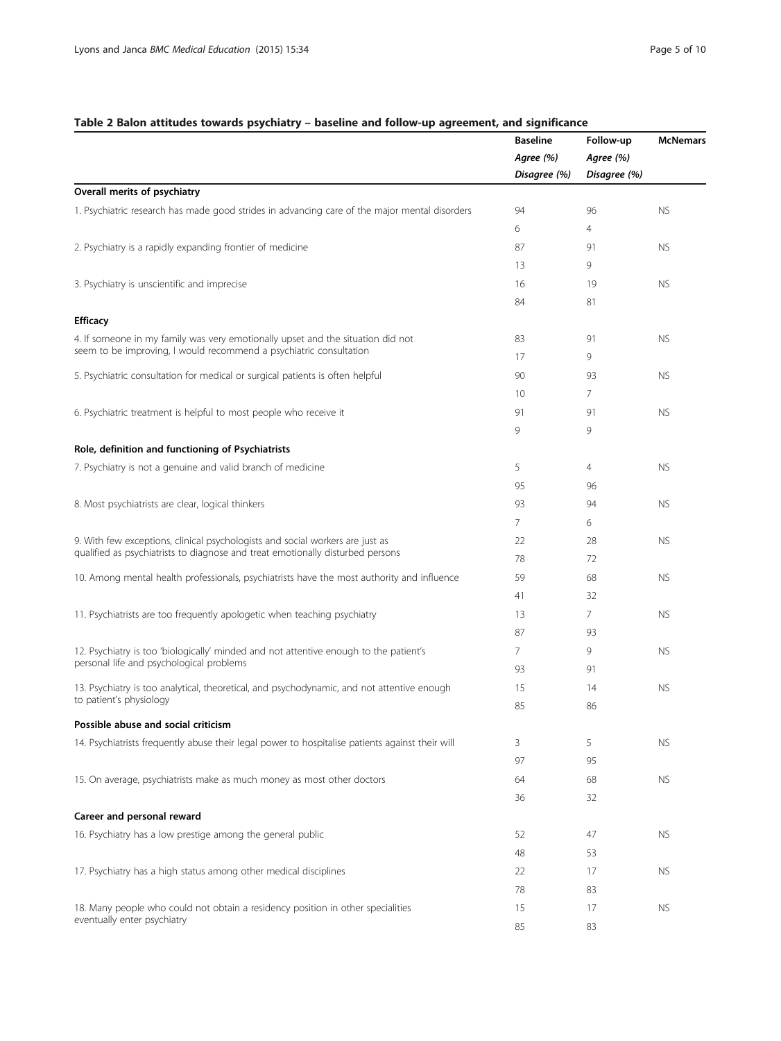**Table 2 Balon attitudes towards psychiatry – baseline and follow-up agreement, and significance**

| | Baseline Agree (%) Disagree (%) | Follow-up Agree (%) Disagree (%) | McNemars |
|---|---|---|---|
| **Overall merits of psychiatry** | | | |
| 1. Psychiatric research has made good strides in advancing care of the major mental disorders | 94 | 96 | NS |
| | 6 | 4 | |
| 2. Psychiatry is a rapidly expanding frontier of medicine | 87 | 91 | NS |
| | 13 | 9 | |
| 3. Psychiatry is unscientific and imprecise | 16 | 19 | NS |
| | 84 | 81 | |
| **Efficacy** | | | |
| 4. If someone in my family was very emotionally upset and the situation did not seem to be improving, I would recommend a psychiatric consultation | 83 | 91 | NS |
| | 17 | 9 | |
| 5. Psychiatric consultation for medical or surgical patients is often helpful | 90 | 93 | NS |
| | 10 | 7 | |
| 6. Psychiatric treatment is helpful to most people who receive it | 91 | 91 | NS |
| | 9 | 9 | |
| **Role, definition and functioning of Psychiatrists** | | | |
| 7. Psychiatry is not a genuine and valid branch of medicine | 5 | 4 | NS |
| | 95 | 96 | |
| 8. Most psychiatrists are clear, logical thinkers | 93 | 94 | NS |
| | 7 | 6 | |
| 9. With few exceptions, clinical psychologists and social workers are just as qualified as psychiatrists to diagnose and treat emotionally disturbed persons | 22 | 28 | NS |
| | 78 | 72 | |
| 10. Among mental health professionals, psychiatrists have the most authority and influence | 59 | 68 | NS |
| | 41 | 32 | |
| 11. Psychiatrists are too frequently apologetic when teaching psychiatry | 13 | 7 | NS |
| | 87 | 93 | |
| 12. Psychiatry is too 'biologically' minded and not attentive enough to the patient's personal life and psychological problems | 7 | 9 | NS |
| | 93 | 91 | |
| 13. Psychiatry is too analytical, theoretical, and psychodynamic, and not attentive enough to patient's physiology | 15 | 14 | NS |
| | 85 | 86 | |
| **Possible abuse and social criticism** | | | |
| 14. Psychiatrists frequently abuse their legal power to hospitalise patients against their will | 3 | 5 | NS |
| | 97 | 95 | |
| 15. On average, psychiatrists make as much money as most other doctors | 64 | 68 | NS |
| | 36 | 32 | |
| **Career and personal reward** | | | |
| 16. Psychiatry has a low prestige among the general public | 52 | 47 | NS |
| | 48 | 53 | |
| 17. Psychiatry has a high status among other medical disciplines | 22 | 17 | NS |
| | 78 | 83 | |
| 18. Many people who could not obtain a residency position in other specialities eventually enter psychiatry | 15 | 17 | NS |
| | 85 | 83 | |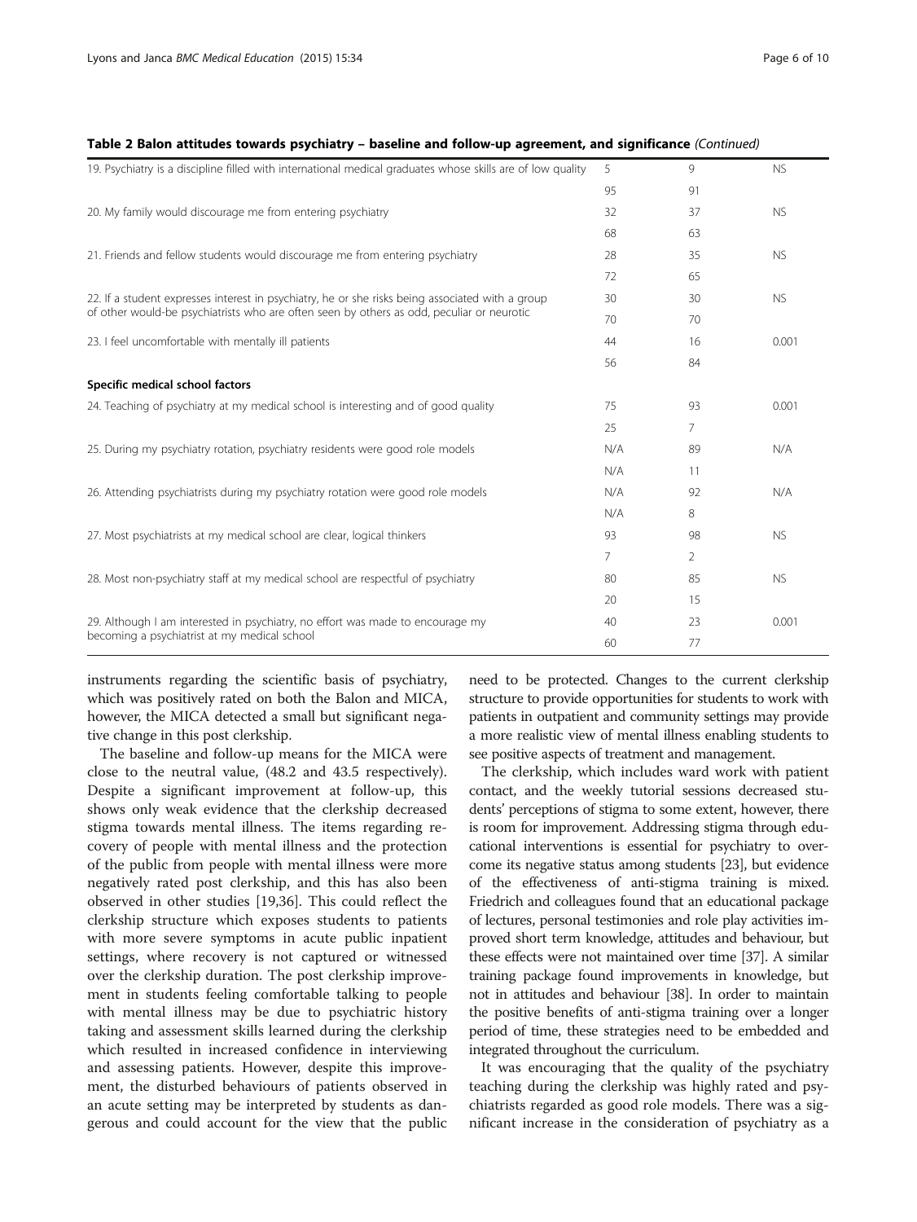**Table 2 Balon attitudes towards psychiatry – baseline and follow-up agreement, and significance** *(Continued)*

| | | | |
|---|---|---|---|
| 19. Psychiatry is a discipline filled with international medical graduates whose skills are of low quality | 5 | 9 | NS |
| | 95 | 91 | |
| 20. My family would discourage me from entering psychiatry | 32 | 37 | NS |
| | 68 | 63 | |
| 21. Friends and fellow students would discourage me from entering psychiatry | 28 | 35 | NS |
| | 72 | 65 | |
| 22. If a student expresses interest in psychiatry, he or she risks being associated with a group of other would-be psychiatrists who are often seen by others as odd, peculiar or neurotic | 30 | 30 | NS |
| | 70 | 70 | |
| 23. I feel uncomfortable with mentally ill patients | 44 | 16 | 0.001 |
| | 56 | 84 | |
| **Specific medical school factors** | | | |
| 24. Teaching of psychiatry at my medical school is interesting and of good quality | 75 | 93 | 0.001 |
| | 25 | 7 | |
| 25. During my psychiatry rotation, psychiatry residents were good role models | N/A | 89 | N/A |
| | N/A | 11 | |
| 26. Attending psychiatrists during my psychiatry rotation were good role models | N/A | 92 | N/A |
| | N/A | 8 | |
| 27. Most psychiatrists at my medical school are clear, logical thinkers | 93 | 98 | NS |
| | 7 | 2 | |
| 28. Most non-psychiatry staff at my medical school are respectful of psychiatry | 80 | 85 | NS |
| | 20 | 15 | |
| 29. Although I am interested in psychiatry, no effort was made to encourage my becoming a psychiatrist at my medical school | 40 | 23 | 0.001 |
| | 60 | 77 | |

instruments regarding the scientific basis of psychiatry, which was positively rated on both the Balon and MICA, however, the MICA detected a small but significant negative change in this post clerkship.

The baseline and follow-up means for the MICA were close to the neutral value, (48.2 and 43.5 respectively). Despite a significant improvement at follow-up, this shows only weak evidence that the clerkship decreased stigma towards mental illness. The items regarding recovery of people with mental illness and the protection of the public from people with mental illness were more negatively rated post clerkship, and this has also been observed in other studies [19,36]. This could reflect the clerkship structure which exposes students to patients with more severe symptoms in acute public inpatient settings, where recovery is not captured or witnessed over the clerkship duration. The post clerkship improvement in students feeling comfortable talking to people with mental illness may be due to psychiatric history taking and assessment skills learned during the clerkship which resulted in increased confidence in interviewing and assessing patients. However, despite this improvement, the disturbed behaviours of patients observed in an acute setting may be interpreted by students as dangerous and could account for the view that the public need to be protected. Changes to the current clerkship structure to provide opportunities for students to work with patients in outpatient and community settings may provide a more realistic view of mental illness enabling students to see positive aspects of treatment and management.

The clerkship, which includes ward work with patient contact, and the weekly tutorial sessions decreased students' perceptions of stigma to some extent, however, there is room for improvement. Addressing stigma through educational interventions is essential for psychiatry to overcome its negative status among students [23], but evidence of the effectiveness of anti-stigma training is mixed. Friedrich and colleagues found that an educational package of lectures, personal testimonies and role play activities improved short term knowledge, attitudes and behaviour, but these effects were not maintained over time [37]. A similar training package found improvements in knowledge, but not in attitudes and behaviour [38]. In order to maintain the positive benefits of anti-stigma training over a longer period of time, these strategies need to be embedded and integrated throughout the curriculum.

It was encouraging that the quality of the psychiatry teaching during the clerkship was highly rated and psychiatrists regarded as good role models. There was a significant increase in the consideration of psychiatry as a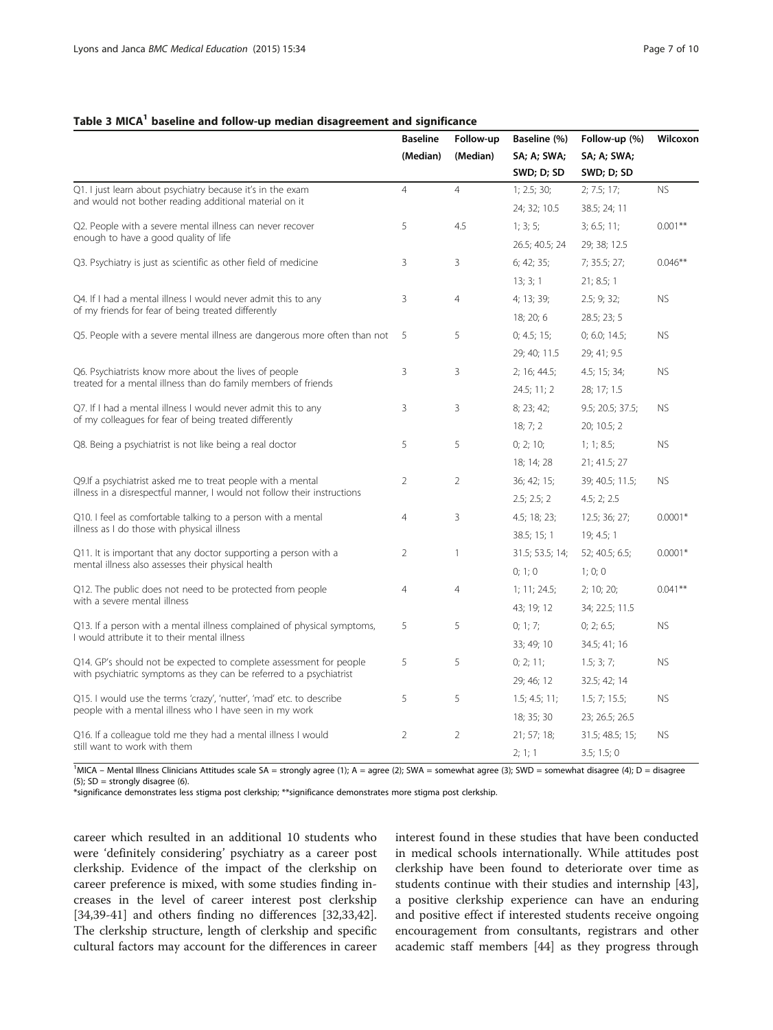### Table 3 MICA[1] baseline and follow-up median disagreement and significance

| | Baseline (Median) | Follow-up (Median) | Baseline (%) SA; A; SWA; SWD; D; SD | Follow-up (%) SA; A; SWA; SWD; D; SD | Wilcoxon |
|---|---|---|---|---|---|
| Q1. I just learn about psychiatry because it's in the exam and would not bother reading additional material on it | 4 | 4 | 1; 2.5; 30; 24; 32; 10.5 | 2; 7.5; 17; 38.5; 24; 11 | NS |
| Q2. People with a severe mental illness can never recover enough to have a good quality of life | 5 | 4.5 | 1; 3; 5; 26.5; 40.5; 24 | 3; 6.5; 11; 29; 38; 12.5 | 0.001** |
| Q3. Psychiatry is just as scientific as other field of medicine | 3 | 3 | 6; 42; 35; 13; 3; 1 | 7; 35.5; 27; 21; 8.5; 1 | 0.046** |
| Q4. If I had a mental illness I would never admit this to any of my friends for fear of being treated differently | 3 | 4 | 4; 13; 39; 18; 20; 6 | 2.5; 9; 32; 28.5; 23; 5 | NS |
| Q5. People with a severe mental illness are dangerous more often than not | 5 | 5 | 0; 4.5; 15; 29; 40; 11.5 | 0; 6.0; 14.5; 29; 41; 9.5 | NS |
| Q6. Psychiatrists know more about the lives of people treated for a mental illness than do family members of friends | 3 | 3 | 2; 16; 44.5; 24.5; 11; 2 | 4.5; 15; 34; 28; 17; 1.5 | NS |
| Q7. If I had a mental illness I would never admit this to any of my colleagues for fear of being treated differently | 3 | 3 | 8; 23; 42; 18; 7; 2 | 9.5; 20.5; 37.5; 20; 10.5; 2 | NS |
| Q8. Being a psychiatrist is not like being a real doctor | 5 | 5 | 0; 2; 10; 18; 14; 28 | 1; 1; 8.5; 21; 41.5; 27 | NS |
| Q9.If a psychiatrist asked me to treat people with a mental illness in a disrespectful manner, I would not follow their instructions | 2 | 2 | 36; 42; 15; 2.5; 2.5; 2 | 39; 40.5; 11.5; 4.5; 2; 2.5 | NS |
| Q10. I feel as comfortable talking to a person with a mental illness as I do those with physical illness | 4 | 3 | 4.5; 18; 23; 38.5; 15; 1 | 12.5; 36; 27; 19; 4.5; 1 | 0.0001* |
| Q11. It is important that any doctor supporting a person with a mental illness also assesses their physical health | 2 | 1 | 31.5; 53.5; 14; 0; 1; 0 | 52; 40.5; 6.5; 1; 0; 0 | 0.0001* |
| Q12. The public does not need to be protected from people with a severe mental illness | 4 | 4 | 1; 11; 24.5; 43; 19; 12 | 2; 10; 20; 34; 22.5; 11.5 | 0.041** |
| Q13. If a person with a mental illness complained of physical symptoms, I would attribute it to their mental illness | 5 | 5 | 0; 1; 7; 33; 49; 10 | 0; 2; 6.5; 34.5; 41; 16 | NS |
| Q14. GP's should not be expected to complete assessment for people with psychiatric symptoms as they can be referred to a psychiatrist | 5 | 5 | 0; 2; 11; 29; 46; 12 | 1.5; 3; 7; 32.5; 42; 14 | NS |
| Q15. I would use the terms 'crazy', 'nutter', 'mad' etc. to describe people with a mental illness who I have seen in my work | 5 | 5 | 1.5; 4.5; 11; 18; 35; 30 | 1.5; 7; 15.5; 23; 26.5; 26.5 | NS |
| Q16. If a colleague told me they had a mental illness I would still want to work with them | 2 | 2 | 21; 57; 18; 2; 1; 1 | 31.5; 48.5; 15; 3.5; 1.5; 0 | NS |

[1]MICA – Mental Illness Clinicians Attitudes scale SA = strongly agree (1); A = agree (2); SWA = somewhat agree (3); SWD = somewhat disagree (4); D = disagree (5); SD = strongly disagree (6).

*significance demonstrates less stigma post clerkship; **significance demonstrates more stigma post clerkship.

career which resulted in an additional 10 students who were 'definitely considering' psychiatry as a career post clerkship. Evidence of the impact of the clerkship on career preference is mixed, with some studies finding increases in the level of career interest post clerkship [34,39-41] and others finding no differences [32,33,42]. The clerkship structure, length of clerkship and specific cultural factors may account for the differences in career interest found in these studies that have been conducted in medical schools internationally. While attitudes post clerkship have been found to deteriorate over time as students continue with their studies and internship [43], a positive clerkship experience can have an enduring and positive effect if interested students receive ongoing encouragement from consultants, registrars and other academic staff members [44] as they progress through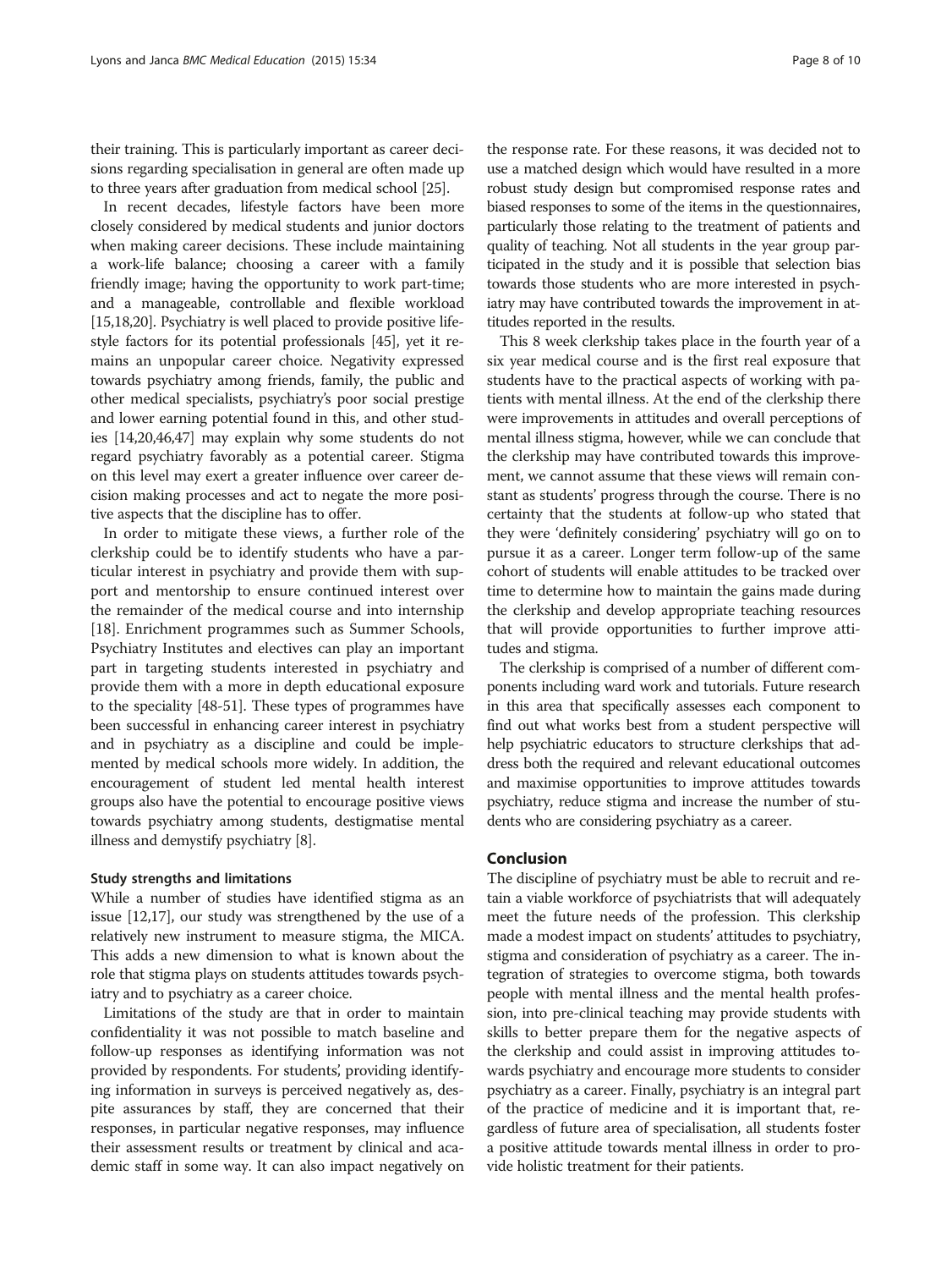their training. This is particularly important as career decisions regarding specialisation in general are often made up to three years after graduation from medical school [25].

In recent decades, lifestyle factors have been more closely considered by medical students and junior doctors when making career decisions. These include maintaining a work-life balance; choosing a career with a family friendly image; having the opportunity to work part-time; and a manageable, controllable and flexible workload [15,18,20]. Psychiatry is well placed to provide positive lifestyle factors for its potential professionals [45], yet it remains an unpopular career choice. Negativity expressed towards psychiatry among friends, family, the public and other medical specialists, psychiatry's poor social prestige and lower earning potential found in this, and other studies [14,20,46,47] may explain why some students do not regard psychiatry favorably as a potential career. Stigma on this level may exert a greater influence over career decision making processes and act to negate the more positive aspects that the discipline has to offer.

In order to mitigate these views, a further role of the clerkship could be to identify students who have a particular interest in psychiatry and provide them with support and mentorship to ensure continued interest over the remainder of the medical course and into internship [18]. Enrichment programmes such as Summer Schools, Psychiatry Institutes and electives can play an important part in targeting students interested in psychiatry and provide them with a more in depth educational exposure to the speciality [48-51]. These types of programmes have been successful in enhancing career interest in psychiatry and in psychiatry as a discipline and could be implemented by medical schools more widely. In addition, the encouragement of student led mental health interest groups also have the potential to encourage positive views towards psychiatry among students, destigmatise mental illness and demystify psychiatry [8].

### Study strengths and limitations

While a number of studies have identified stigma as an issue [12,17], our study was strengthened by the use of a relatively new instrument to measure stigma, the MICA. This adds a new dimension to what is known about the role that stigma plays on students attitudes towards psychiatry and to psychiatry as a career choice.

Limitations of the study are that in order to maintain confidentiality it was not possible to match baseline and follow-up responses as identifying information was not provided by respondents. For students', providing identifying information in surveys is perceived negatively as, despite assurances by staff, they are concerned that their responses, in particular negative responses, may influence their assessment results or treatment by clinical and academic staff in some way. It can also impact negatively on the response rate. For these reasons, it was decided not to use a matched design which would have resulted in a more robust study design but compromised response rates and biased responses to some of the items in the questionnaires, particularly those relating to the treatment of patients and quality of teaching. Not all students in the year group participated in the study and it is possible that selection bias towards those students who are more interested in psychiatry may have contributed towards the improvement in attitudes reported in the results.

This 8 week clerkship takes place in the fourth year of a six year medical course and is the first real exposure that students have to the practical aspects of working with patients with mental illness. At the end of the clerkship there were improvements in attitudes and overall perceptions of mental illness stigma, however, while we can conclude that the clerkship may have contributed towards this improvement, we cannot assume that these views will remain constant as students' progress through the course. There is no certainty that the students at follow-up who stated that they were 'definitely considering' psychiatry will go on to pursue it as a career. Longer term follow-up of the same cohort of students will enable attitudes to be tracked over time to determine how to maintain the gains made during the clerkship and develop appropriate teaching resources that will provide opportunities to further improve attitudes and stigma.

The clerkship is comprised of a number of different components including ward work and tutorials. Future research in this area that specifically assesses each component to find out what works best from a student perspective will help psychiatric educators to structure clerkships that address both the required and relevant educational outcomes and maximise opportunities to improve attitudes towards psychiatry, reduce stigma and increase the number of students who are considering psychiatry as a career.

## Conclusion

The discipline of psychiatry must be able to recruit and retain a viable workforce of psychiatrists that will adequately meet the future needs of the profession. This clerkship made a modest impact on students' attitudes to psychiatry, stigma and consideration of psychiatry as a career. The integration of strategies to overcome stigma, both towards people with mental illness and the mental health profession, into pre-clinical teaching may provide students with skills to better prepare them for the negative aspects of the clerkship and could assist in improving attitudes towards psychiatry and encourage more students to consider psychiatry as a career. Finally, psychiatry is an integral part of the practice of medicine and it is important that, regardless of future area of specialisation, all students foster a positive attitude towards mental illness in order to provide holistic treatment for their patients.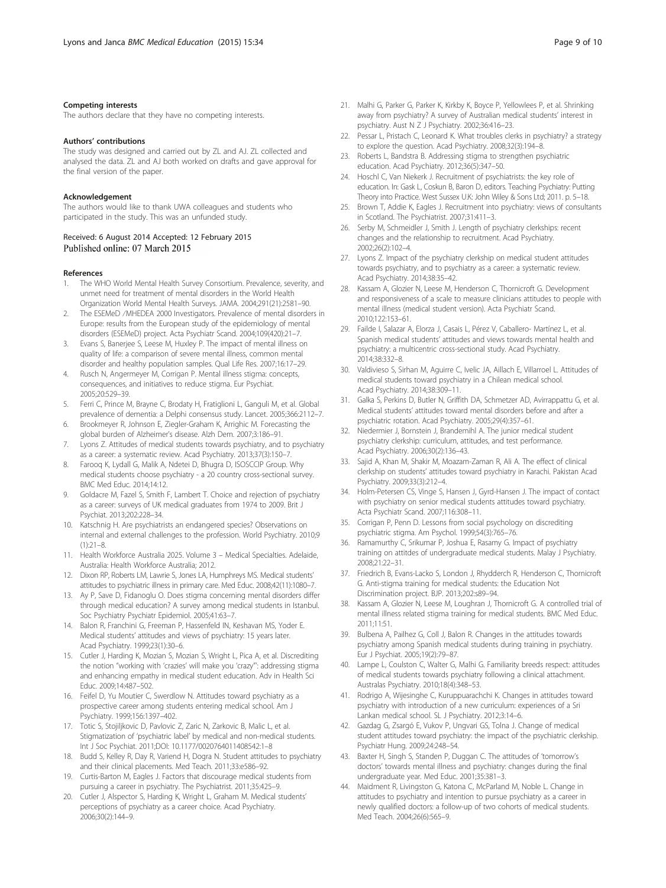### Competing interests

The authors declare that they have no competing interests.

### Authors' contributions

The study was designed and carried out by ZL and AJ. ZL collected and analysed the data. ZL and AJ both worked on drafts and gave approval for the final version of the paper.

### Acknowledgement

The authors would like to thank UWA colleagues and students who participated in the study. This was an unfunded study.

Received: 6 August 2014 Accepted: 12 February 2015
Published online: 07 March 2015

### References

1. The WHO World Mental Health Survey Consortium. Prevalence, severity, and unmet need for treatment of mental disorders in the World Health Organization World Mental Health Surveys. JAMA. 2004;291(21):2581–90.
2. The ESEMeD /MHEDEA 2000 Investigators. Prevalence of mental disorders in Europe: results from the European study of the epidemiology of mental disorders (ESEMeD) project. Acta Psychiatr Scand. 2004;109(420):21–7.
3. Evans S, Banerjee S, Leese M, Huxley P. The impact of mental illness on quality of life: a comparison of severe mental illness, common mental disorder and healthy population samples. Qual Life Res. 2007;16:17–29.
4. Rusch N, Angermeyer M, Corrigan P. Mental illness stigma: concepts, consequences, and initiatives to reduce stigma. Eur Psychiat. 2005;20:529–39.
5. Ferri C, Prince M, Brayne C, Brodaty H, Fratiglioni L, Ganguli M, et al. Global prevalence of dementia: a Delphi consensus study. Lancet. 2005;366:2112–7.
6. Brookmeyer R, Johnson E, Ziegler-Graham K, Arrighic M. Forecasting the global burden of Alzheimer's disease. Alzh Dem. 2007;3:186–91.
7. Lyons Z. Attitudes of medical students towards psychiatry, and to psychiatry as a career: a systematic review. Acad Psychiatry. 2013;37(3):150–7.
8. Farooq K, Lydall G, Malik A, Ndetei D, Bhugra D, ISOSCCIP Group. Why medical students choose psychiatry - a 20 country cross-sectional survey. BMC Med Educ. 2014;14:12.
9. Goldacre M, Fazel S, Smith F, Lambert T. Choice and rejection of psychiatry as a career: surveys of UK medical graduates from 1974 to 2009. Brit J Psychiat. 2013;202:228–34.
10. Katschnig H. Are psychiatrists an endangered species? Observations on internal and external challenges to the profession. World Psychiatry. 2010;9 (1):21–8.
11. Health Workforce Australia 2025. Volume 3 – Medical Specialties. Adelaide, Australia: Health Workforce Australia; 2012.
12. Dixon RP, Roberts LM, Lawrie S, Jones LA, Humphreys MS. Medical students' attitudes to psychiatric illness in primary care. Med Educ. 2008;42(11):1080–7.
13. Ay P, Save D, Fidanoglu O. Does stigma concerning mental disorders differ through medical education? A survey among medical students in Istanbul. Soc Psychiatry Psychiatr Epidemiol. 2005;41:63–7.
14. Balon R, Franchini G, Freeman P, Hassenfeld IN, Keshavan MS, Yoder E. Medical students' attitudes and views of psychiatry: 15 years later. Acad Psychiatry. 1999;23(1):30–6.
15. Cutler J, Harding K, Mozian S, Mozian S, Wright L, Pica A, et al. Discrediting the notion "working with 'crazies' will make you 'crazy'": addressing stigma and enhancing empathy in medical student education. Adv in Health Sci Educ. 2009;14:487–502.
16. Feifel D, Yu Moutier C, Swerdlow N. Attitudes toward psychiatry as a prospective career among students entering medical school. Am J Psychiatry. 1999;156:1397–402.
17. Totic S, Stojiljkovic D, Pavlovic Z, Zaric N, Zarkovic B, Malic L, et al. Stigmatization of 'psychiatric label' by medical and non-medical students. Int J Soc Psychiat. 2011;DOI: 10.1177/0020764011408542:1–8
18. Budd S, Kelley R, Day R, Variend H, Dogra N. Student attitudes to psychiatry and their clinical placements. Med Teach. 2011;33:e586–92.
19. Curtis-Barton M, Eagles J. Factors that discourage medical students from pursuing a career in psychiatry. The Psychiatrist. 2011;35:425–9.
20. Cutler J, Alspector S, Harding K, Wright L, Graham M. Medical students' perceptions of psychiatry as a career choice. Acad Psychiatry. 2006;30(2):144–9.
21. Malhi G, Parker G, Parker K, Kirkby K, Boyce P, Yellowlees P, et al. Shrinking away from psychiatry? A survey of Australian medical students' interest in psychiatry. Aust N Z J Psychiatry. 2002;36:416–23.
22. Pessar L, Pristach C, Leonard K. What troubles clerks in psychiatry? a strategy to explore the question. Acad Psychiatry. 2008;32(3):194–8.
23. Roberts L, Bandstra B. Addressing stigma to strengthen psychiatric education. Acad Psychiatry. 2012;36(5):347–50.
24. Hoschl C, Van Niekerk J. Recruitment of psychiatrists: the key role of education. In: Gask L, Coskun B, Baron D, editors. Teaching Psychiatry: Putting Theory into Practice. West Sussex U.K: John Wiley & Sons Ltd; 2011. p. 5–18.
25. Brown T, Addie K, Eagles J. Recruitment into psychiatry: views of consultants in Scotland. The Psychiatrist. 2007;31:411–3.
26. Serby M, Schmeidler J, Smith J. Length of psychiatry clerkships: recent changes and the relationship to recruitment. Acad Psychiatry. 2002;26(2):102–4.
27. Lyons Z. Impact of the psychiatry clerkship on medical student attitudes towards psychiatry, and to psychiatry as a career: a systematic review. Acad Psychiatry. 2014;38:35–42.
28. Kassam A, Glozier N, Leese M, Henderson C, Thornicroft G. Development and responsiveness of a scale to measure clinicians attitudes to people with mental illness (medical student version). Acta Psychiatr Scand. 2010;122:153–61.
29. Failde I, Salazar A, Elorza J, Casais L, Pérez V, Caballero- Martínez L, et al. Spanish medical students' attitudes and views towards mental health and psychiatry: a multicentric cross-sectional study. Acad Psychiatry. 2014;38:332–8.
30. Valdivieso S, Sirhan M, Aguirre C, Ivelic JA, Aillach E, Villarroel L. Attitudes of medical students toward psychiatry in a Chilean medical school. Acad Psychiatry. 2014;38:309–11.
31. Galka S, Perkins D, Butler N, Griffith DA, Schmetzer AD, Avirrappattu G, et al. Medical students' attitudes toward mental disorders before and after a psychiatric rotation. Acad Psychiatry. 2005;29(4):357–61.
32. Niedermier J, Bornstein J, Brandemihl A. The junior medical student psychiatry clerkship: curriculum, attitudes, and test performance. Acad Psychiatry. 2006;30(2):136–43.
33. Sajid A, Khan M, Shakir M, Moazam-Zaman R, Ali A. The effect of clinical clerkship on students' attitudes toward psychiatry in Karachi. Pakistan Acad Psychiatry. 2009;33(3):212–4.
34. Holm-Petersen CS, Vinge S, Hansen J, Gyrd-Hansen J. The impact of contact with psychiatry on senior medical students attitudes toward psychiatry. Acta Psychiatr Scand. 2007;116:308–11.
35. Corrigan P, Penn D. Lessons from social psychology on discrediting psychiatric stigma. Am Psychol. 1999;54(3):765–76.
36. Ramamurthy C, Srikumar P, Joshua E, Rasamy G. Impact of psychiatry training on attitdes of undergraduate medical students. Malay J Psychiatry. 2008;21:22–31.
37. Friedrich B, Evans-Lacko S, London J, Rhydderch R, Henderson C, Thornicroft G. Anti-stigma training for medical students: the Education Not Discrimination project. BJP. 2013;202:s89–94.
38. Kassam A, Glozier N, Leese M, Loughran J, Thornicroft G. A controlled trial of mental illness related stigma training for medical students. BMC Med Educ. 2011;11:51.
39. Bulbena A, Pailhez G, Coll J, Balon R. Changes in the attitudes towards psychiatry among Spanish medical students during training in psychiatry. Eur J Psychiat. 2005;19(2):79–87.
40. Lampe L, Coulston C, Walter G, Malhi G. Familiarity breeds respect: attitudes of medical students towards psychiatry following a clinical attachment. Australas Psychiatry. 2010;18(4):348–53.
41. Rodrigo A, Wijesinghe C, Kuruppuarachchi K. Changes in attitudes toward psychiatry with introduction of a new curriculum: experiences of a Sri Lankan medical school. SL J Psychiatry. 2012;3:14–6.
42. Gazdag G, Zsargó E, Vukov P, Ungvari GS, Tolna J. Change of medical student attitudes toward psychiatry: the impact of the psychiatric clerkship. Psychiatr Hung. 2009;24:248–54.
43. Baxter H, Singh S, Standen P, Duggan C. The attitudes of 'tomorrow's doctors' towards mental illness and psychiatry: changes during the final undergraduate year. Med Educ. 2001;35:381–3.
44. Maidment R, Livingston G, Katona C, McParland M, Noble L. Change in attitudes to psychiatry and intention to pursue psychiatry as a career in newly qualified doctors: a follow-up of two cohorts of medical students. Med Teach. 2004;26(6):565–9.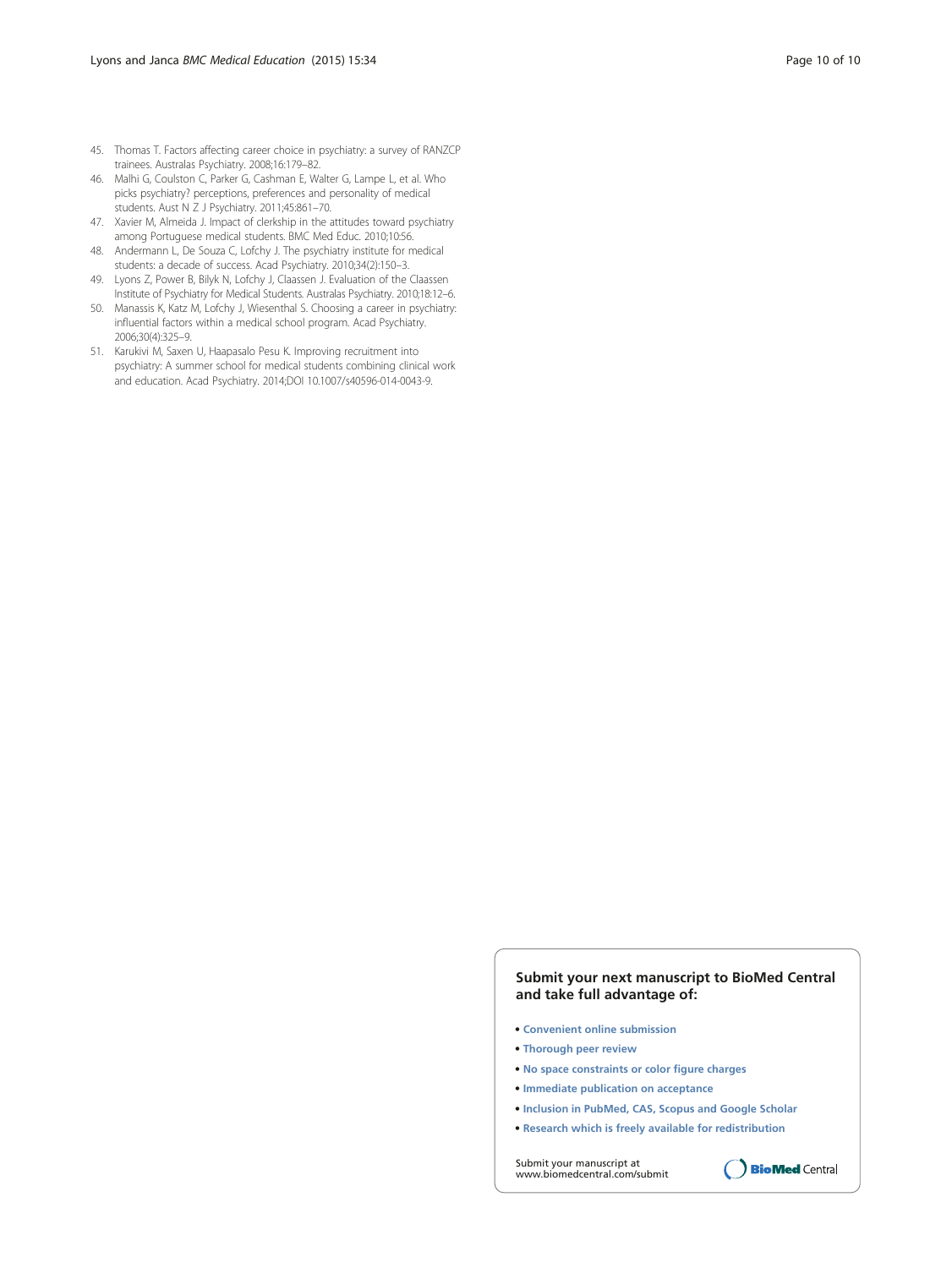45. Thomas T. Factors affecting career choice in psychiatry: a survey of RANZCP trainees. Australas Psychiatry. 2008;16:179–82.
46. Malhi G, Coulston C, Parker G, Cashman E, Walter G, Lampe L, et al. Who picks psychiatry? perceptions, preferences and personality of medical students. Aust N Z J Psychiatry. 2011;45:861–70.
47. Xavier M, Almeida J. Impact of clerkship in the attitudes toward psychiatry among Portuguese medical students. BMC Med Educ. 2010;10:56.
48. Andermann L, De Souza C, Lofchy J. The psychiatry institute for medical students: a decade of success. Acad Psychiatry. 2010;34(2):150–3.
49. Lyons Z, Power B, Bilyk N, Lofchy J, Claassen J. Evaluation of the Claassen Institute of Psychiatry for Medical Students. Australas Psychiatry. 2010;18:12–6.
50. Manassis K, Katz M, Lofchy J, Wiesenthal S. Choosing a career in psychiatry: influential factors within a medical school program. Acad Psychiatry. 2006;30(4):325–9.
51. Karukivi M, Saxen U, Haapasalo Pesu K. Improving recruitment into psychiatry: A summer school for medical students combining clinical work and education. Acad Psychiatry. 2014;DOI 10.1007/s40596-014-0043-9.

**Submit your next manuscript to BioMed Central and take full advantage of:**

- **Convenient online submission**
- **Thorough peer review**
- **No space constraints or color figure charges**
- **Immediate publication on acceptance**
- **Inclusion in PubMed, CAS, Scopus and Google Scholar**
- **Research which is freely available for redistribution**

Submit your manuscript at
www.biomedcentral.com/submit

BioMed Central